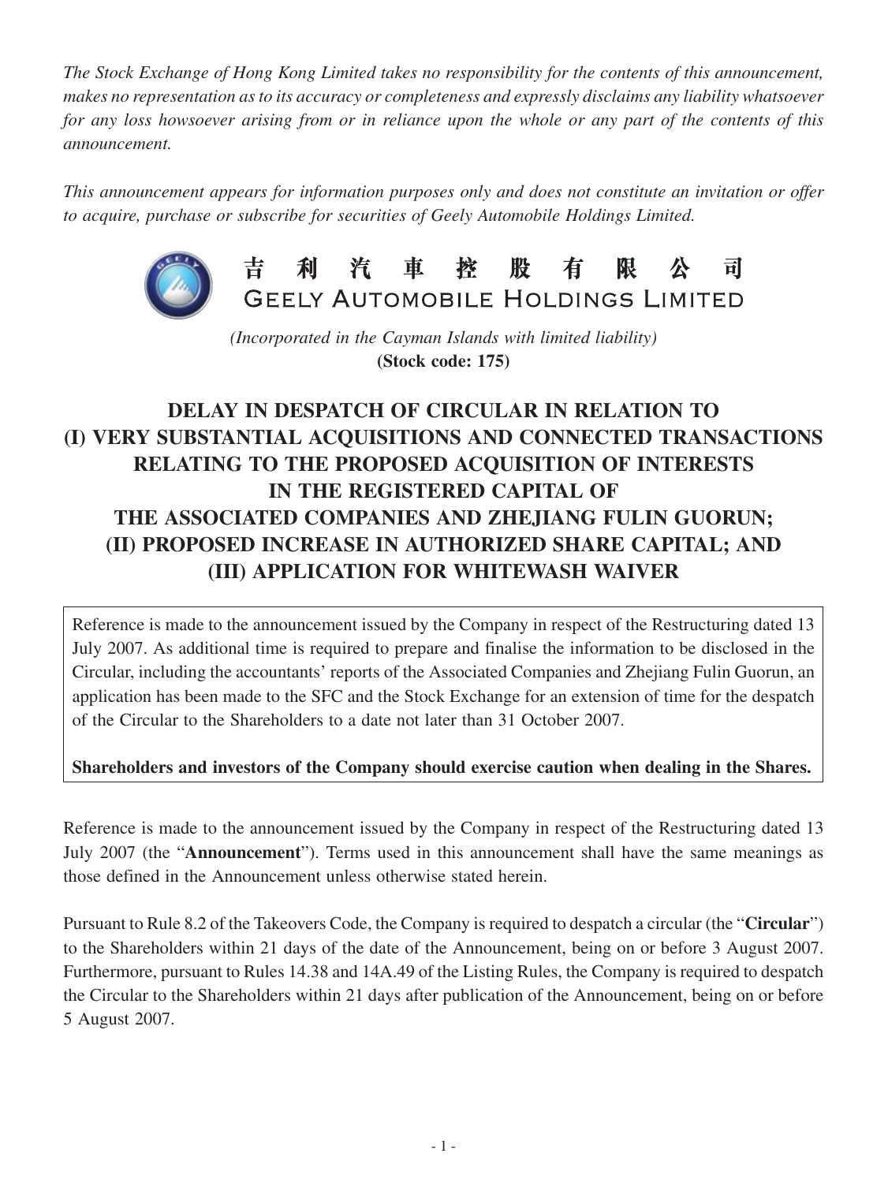*The Stock Exchange of Hong Kong Limited takes no responsibility for the contents of this announcement, makes no representation as to its accuracy or completeness and expressly disclaims any liability whatsoever for any loss howsoever arising from or in reliance upon the whole or any part of the contents of this announcement.*

*This announcement appears for information purposes only and does not constitute an invitation or offer to acquire, purchase or subscribe for securities of Geely Automobile Holdings Limited.*

# 吉 利 汽 車 控 股 有 限 公 司
# GEELY AUTOMOBILE HOLDINGS LIMITED

*(Incorporated in the Cayman Islands with limited liability)*
**(Stock code: 175)**

## DELAY IN DESPATCH OF CIRCULAR IN RELATION TO (I) VERY SUBSTANTIAL ACQUISITIONS AND CONNECTED TRANSACTIONS RELATING TO THE PROPOSED ACQUISITION OF INTERESTS IN THE REGISTERED CAPITAL OF THE ASSOCIATED COMPANIES AND ZHEJIANG FULIN GUORUN; (II) PROPOSED INCREASE IN AUTHORIZED SHARE CAPITAL; AND (III) APPLICATION FOR WHITEWASH WAIVER

Reference is made to the announcement issued by the Company in respect of the Restructuring dated 13 July 2007. As additional time is required to prepare and finalise the information to be disclosed in the Circular, including the accountants' reports of the Associated Companies and Zhejiang Fulin Guorun, an application has been made to the SFC and the Stock Exchange for an extension of time for the despatch of the Circular to the Shareholders to a date not later than 31 October 2007.

**Shareholders and investors of the Company should exercise caution when dealing in the Shares.**

Reference is made to the announcement issued by the Company in respect of the Restructuring dated 13 July 2007 (the "**Announcement**"). Terms used in this announcement shall have the same meanings as those defined in the Announcement unless otherwise stated herein.

Pursuant to Rule 8.2 of the Takeovers Code, the Company is required to despatch a circular (the "**Circular**") to the Shareholders within 21 days of the date of the Announcement, being on or before 3 August 2007. Furthermore, pursuant to Rules 14.38 and 14A.49 of the Listing Rules, the Company is required to despatch the Circular to the Shareholders within 21 days after publication of the Announcement, being on or before 5 August 2007.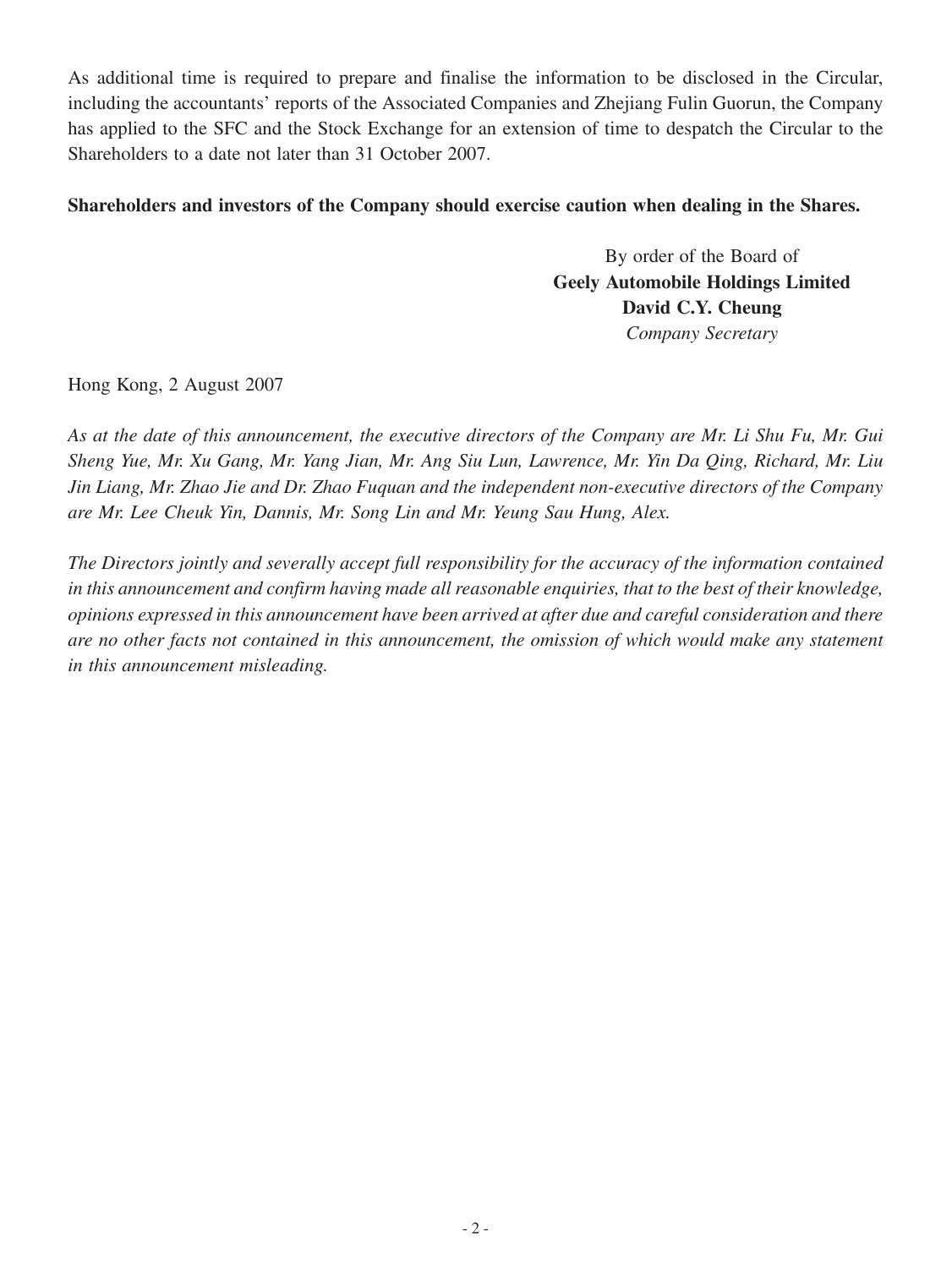As additional time is required to prepare and finalise the information to be disclosed in the Circular, including the accountants' reports of the Associated Companies and Zhejiang Fulin Guorun, the Company has applied to the SFC and the Stock Exchange for an extension of time to despatch the Circular to the Shareholders to a date not later than 31 October 2007.

**Shareholders and investors of the Company should exercise caution when dealing in the Shares.**

By order of the Board of
**Geely Automobile Holdings Limited**
**David C.Y. Cheung**
*Company Secretary*

Hong Kong, 2 August 2007

*As at the date of this announcement, the executive directors of the Company are Mr. Li Shu Fu, Mr. Gui Sheng Yue, Mr. Xu Gang, Mr. Yang Jian, Mr. Ang Siu Lun, Lawrence, Mr. Yin Da Qing, Richard, Mr. Liu Jin Liang, Mr. Zhao Jie and Dr. Zhao Fuquan and the independent non-executive directors of the Company are Mr. Lee Cheuk Yin, Dannis, Mr. Song Lin and Mr. Yeung Sau Hung, Alex.*

*The Directors jointly and severally accept full responsibility for the accuracy of the information contained in this announcement and confirm having made all reasonable enquiries, that to the best of their knowledge, opinions expressed in this announcement have been arrived at after due and careful consideration and there are no other facts not contained in this announcement, the omission of which would make any statement in this announcement misleading.*